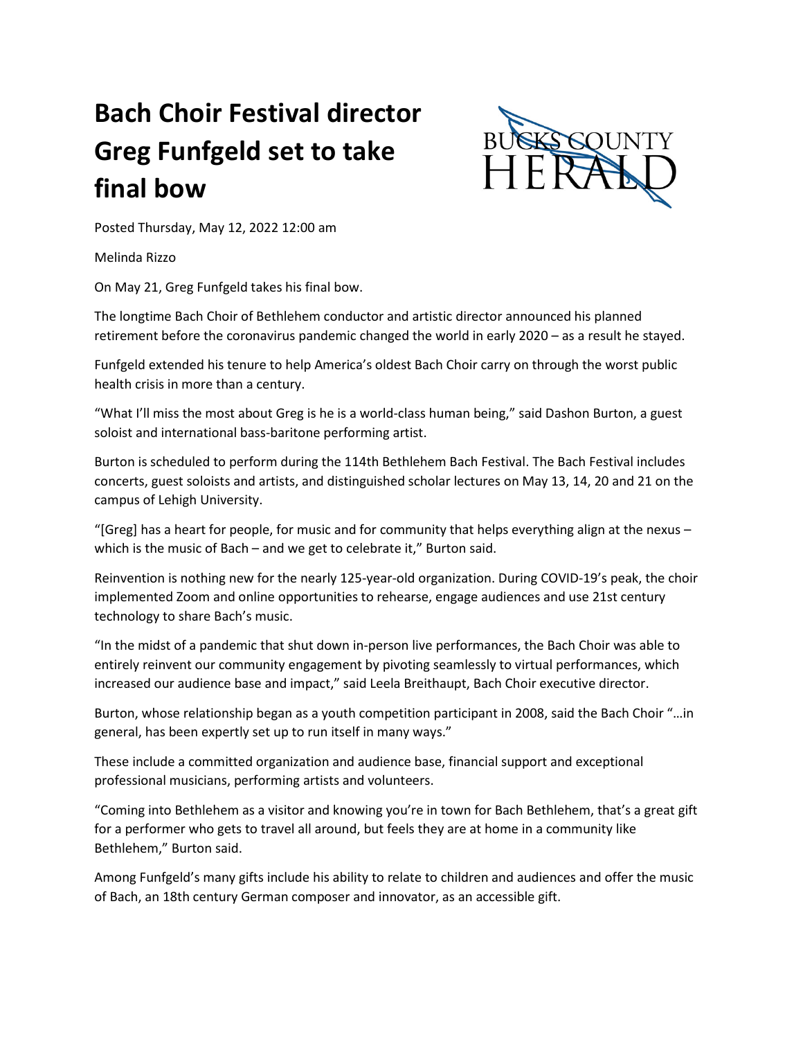# Bach Choir Festival director Greg Funfgeld set to take final bow

BUCKS COUNTY HERALD

Posted Thursday, May 12, 2022 12:00 am

Melinda Rizzo

On May 21, Greg Funfgeld takes his final bow.

The longtime Bach Choir of Bethlehem conductor and artistic director announced his planned retirement before the coronavirus pandemic changed the world in early 2020 – as a result he stayed.

Funfgeld extended his tenure to help America's oldest Bach Choir carry on through the worst public health crisis in more than a century.

"What I'll miss the most about Greg is he is a world-class human being," said Dashon Burton, a guest soloist and international bass-baritone performing artist.

Burton is scheduled to perform during the 114th Bethlehem Bach Festival. The Bach Festival includes concerts, guest soloists and artists, and distinguished scholar lectures on May 13, 14, 20 and 21 on the campus of Lehigh University.

"[Greg] has a heart for people, for music and for community that helps everything align at the nexus – which is the music of Bach – and we get to celebrate it," Burton said.

Reinvention is nothing new for the nearly 125-year-old organization. During COVID-19's peak, the choir implemented Zoom and online opportunities to rehearse, engage audiences and use 21st century technology to share Bach's music.

"In the midst of a pandemic that shut down in-person live performances, the Bach Choir was able to entirely reinvent our community engagement by pivoting seamlessly to virtual performances, which increased our audience base and impact," said Leela Breithaupt, Bach Choir executive director.

Burton, whose relationship began as a youth competition participant in 2008, said the Bach Choir "…in general, has been expertly set up to run itself in many ways."

These include a committed organization and audience base, financial support and exceptional professional musicians, performing artists and volunteers.

"Coming into Bethlehem as a visitor and knowing you're in town for Bach Bethlehem, that's a great gift for a performer who gets to travel all around, but feels they are at home in a community like Bethlehem," Burton said.

Among Funfgeld's many gifts include his ability to relate to children and audiences and offer the music of Bach, an 18th century German composer and innovator, as an accessible gift.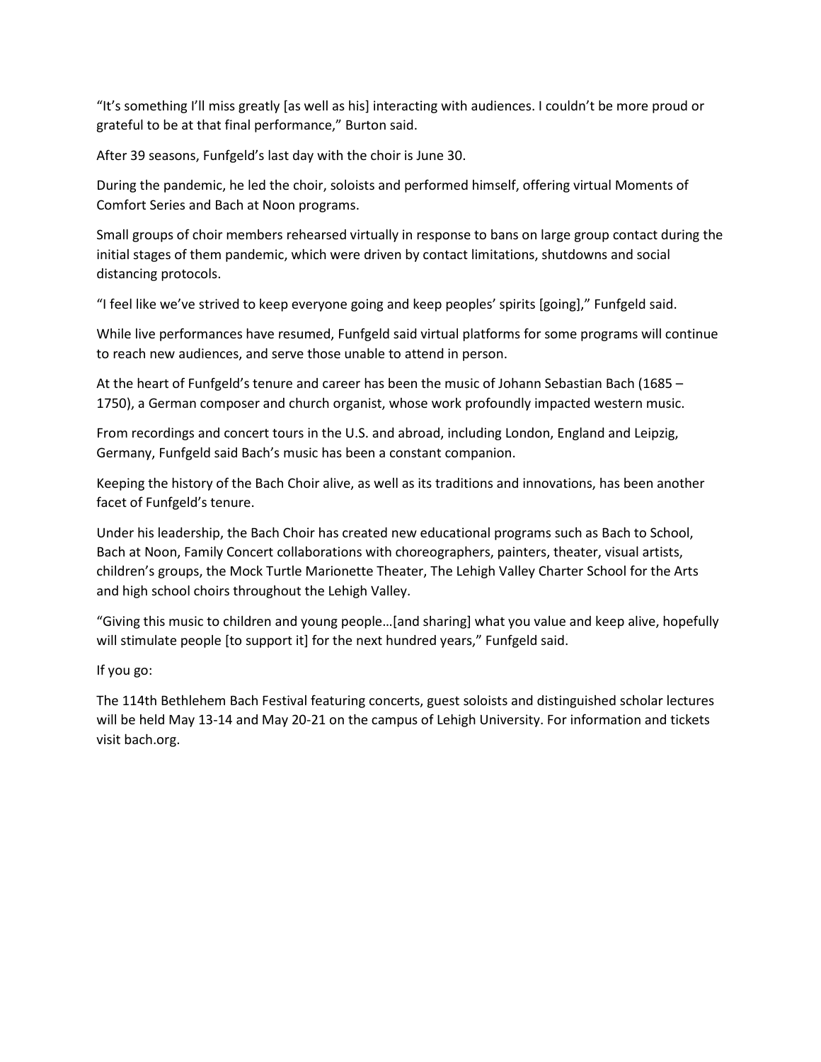"It's something I'll miss greatly [as well as his] interacting with audiences. I couldn't be more proud or grateful to be at that final performance," Burton said.

After 39 seasons, Funfgeld's last day with the choir is June 30.

During the pandemic, he led the choir, soloists and performed himself, offering virtual Moments of Comfort Series and Bach at Noon programs.

Small groups of choir members rehearsed virtually in response to bans on large group contact during the initial stages of them pandemic, which were driven by contact limitations, shutdowns and social distancing protocols.

"I feel like we've strived to keep everyone going and keep peoples' spirits [going]," Funfgeld said.

While live performances have resumed, Funfgeld said virtual platforms for some programs will continue to reach new audiences, and serve those unable to attend in person.

At the heart of Funfgeld's tenure and career has been the music of Johann Sebastian Bach (1685 – 1750), a German composer and church organist, whose work profoundly impacted western music.

From recordings and concert tours in the U.S. and abroad, including London, England and Leipzig, Germany, Funfgeld said Bach's music has been a constant companion.

Keeping the history of the Bach Choir alive, as well as its traditions and innovations, has been another facet of Funfgeld's tenure.

Under his leadership, the Bach Choir has created new educational programs such as Bach to School, Bach at Noon, Family Concert collaborations with choreographers, painters, theater, visual artists, children's groups, the Mock Turtle Marionette Theater, The Lehigh Valley Charter School for the Arts and high school choirs throughout the Lehigh Valley.

"Giving this music to children and young people…[and sharing] what you value and keep alive, hopefully will stimulate people [to support it] for the next hundred years," Funfgeld said.

If you go:

The 114th Bethlehem Bach Festival featuring concerts, guest soloists and distinguished scholar lectures will be held May 13-14 and May 20-21 on the campus of Lehigh University. For information and tickets visit bach.org.